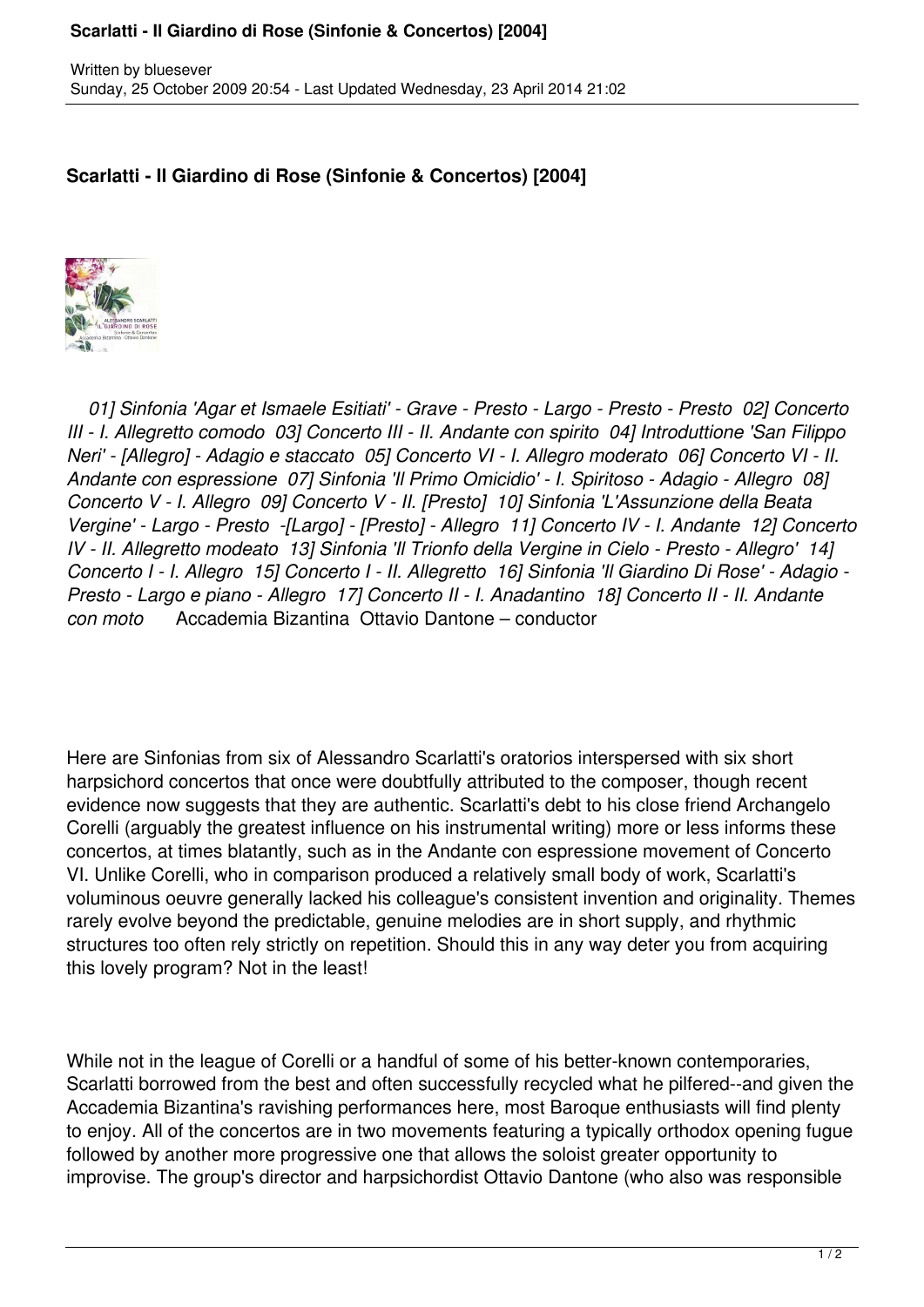## Scarlatti - Il Giardino di Rose (Sinfonie & Concertos) [2004]

Written by bluesever
Sunday, 25 October 2009 20:54 - Last Updated Wednesday, 23 April 2014 21:02

*01] Sinfonia 'Agar et Ismaele Esitiati' - Grave - Presto - Largo - Presto - Presto 02] Concerto III - I. Allegretto comodo 03] Concerto III - II. Andante con spirito 04] Introduttione 'San Filippo Neri' - [Allegro] - Adagio e staccato 05] Concerto VI - I. Allegro moderato 06] Concerto VI - II. Andante con espressione 07] Sinfonia 'Il Primo Omicidio' - I. Spiritoso - Adagio - Allegro 08] Concerto V - I. Allegro 09] Concerto V - II. [Presto] 10] Sinfonia 'L'Assunzione della Beata Vergine' - Largo - Presto -[Largo] - [Presto] - Allegro 11] Concerto IV - I. Andante 12] Concerto IV - II. Allegretto modeato 13] Sinfonia 'Il Trionfo della Vergine in Cielo - Presto - Allegro' 14] Concerto I - I. Allegro 15] Concerto I - II. Allegretto 16] Sinfonia 'Il Giardino Di Rose' - Adagio - Presto - Largo e piano - Allegro 17] Concerto II - I. Anadantino 18] Concerto II - II. Andante con moto* Accademia Bizantina Ottavio Dantone – conductor

Here are Sinfonias from six of Alessandro Scarlatti's oratorios interspersed with six short harpsichord concertos that once were doubtfully attributed to the composer, though recent evidence now suggests that they are authentic. Scarlatti's debt to his close friend Archangelo Corelli (arguably the greatest influence on his instrumental writing) more or less informs these concertos, at times blatantly, such as in the Andante con espressione movement of Concerto VI. Unlike Corelli, who in comparison produced a relatively small body of work, Scarlatti's voluminous oeuvre generally lacked his colleague's consistent invention and originality. Themes rarely evolve beyond the predictable, genuine melodies are in short supply, and rhythmic structures too often rely strictly on repetition. Should this in any way deter you from acquiring this lovely program? Not in the least!

While not in the league of Corelli or a handful of some of his better-known contemporaries, Scarlatti borrowed from the best and often successfully recycled what he pilfered--and given the Accademia Bizantina's ravishing performances here, most Baroque enthusiasts will find plenty to enjoy. All of the concertos are in two movements featuring a typically orthodox opening fugue followed by another more progressive one that allows the soloist greater opportunity to improvise. The group's director and harpsichordist Ottavio Dantone (who also was responsible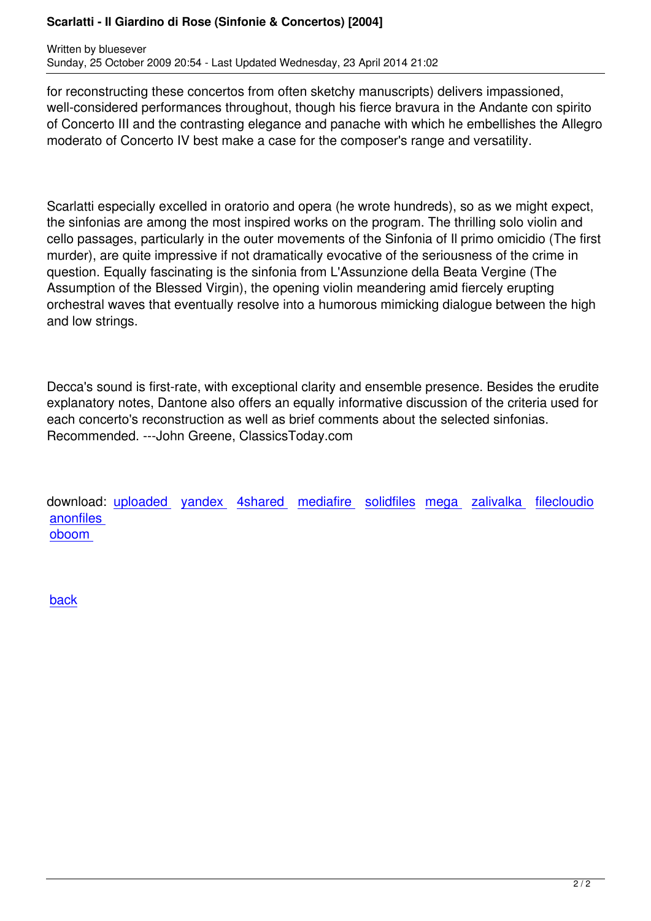for reconstructing these concertos from often sketchy manuscripts) delivers impassioned, well-considered performances throughout, though his fierce bravura in the Andante con spirito of Concerto III and the contrasting elegance and panache with which he embellishes the Allegro moderato of Concerto IV best make a case for the composer's range and versatility.

Scarlatti especially excelled in oratorio and opera (he wrote hundreds), so as we might expect, the sinfonias are among the most inspired works on the program. The thrilling solo violin and cello passages, particularly in the outer movements of the Sinfonia of Il primo omicidio (The first murder), are quite impressive if not dramatically evocative of the seriousness of the crime in question. Equally fascinating is the sinfonia from L'Assunzione della Beata Vergine (The Assumption of the Blessed Virgin), the opening violin meandering amid fiercely erupting orchestral waves that eventually resolve into a humorous mimicking dialogue between the high and low strings.

Decca's sound is first-rate, with exceptional clarity and ensemble presence. Besides the erudite explanatory notes, Dantone also offers an equally informative discussion of the criteria used for each concerto's reconstruction as well as brief comments about the selected sinfonias. Recommended. ---John Greene, ClassicsToday.com

download: uploaded yandex 4shared mediafire solidfiles mega zalivalka filecloudio anonfiles oboom

back